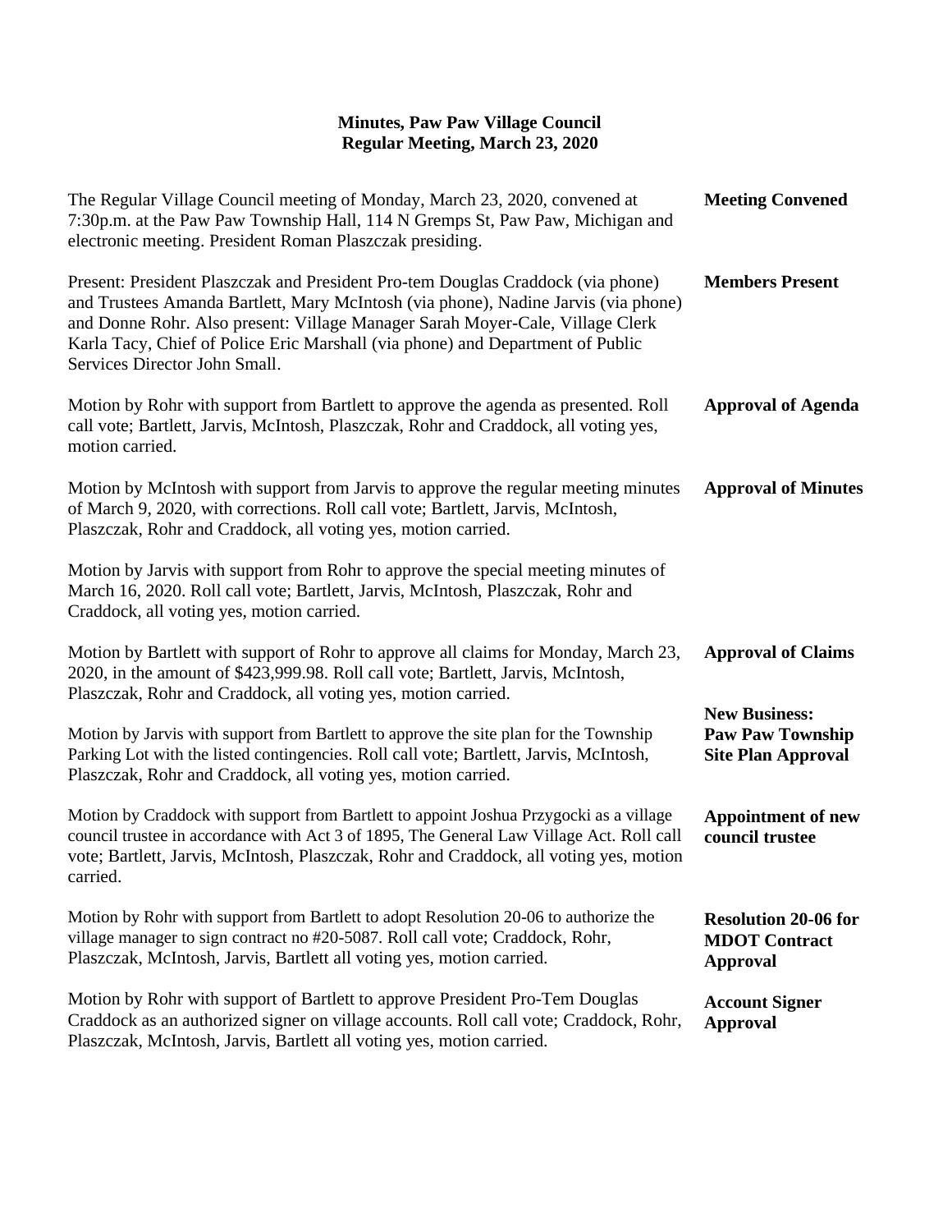# Minutes, Paw Paw Village Council
## Regular Meeting, March 23, 2020

**Meeting Convened**

The Regular Village Council meeting of Monday, March 23, 2020, convened at 7:30p.m. at the Paw Paw Township Hall, 114 N Gremps St, Paw Paw, Michigan and electronic meeting. President Roman Plaszczak presiding.

**Members Present**

Present: President Plaszczak and President Pro-tem Douglas Craddock (via phone) and Trustees Amanda Bartlett, Mary McIntosh (via phone), Nadine Jarvis (via phone) and Donne Rohr. Also present: Village Manager Sarah Moyer-Cale, Village Clerk Karla Tacy, Chief of Police Eric Marshall (via phone) and Department of Public Services Director John Small.

**Approval of Agenda**

Motion by Rohr with support from Bartlett to approve the agenda as presented. Roll call vote; Bartlett, Jarvis, McIntosh, Plaszczak, Rohr and Craddock, all voting yes, motion carried.

**Approval of Minutes**

Motion by McIntosh with support from Jarvis to approve the regular meeting minutes of March 9, 2020, with corrections. Roll call vote; Bartlett, Jarvis, McIntosh, Plaszczak, Rohr and Craddock, all voting yes, motion carried.

Motion by Jarvis with support from Rohr to approve the special meeting minutes of March 16, 2020. Roll call vote; Bartlett, Jarvis, McIntosh, Plaszczak, Rohr and Craddock, all voting yes, motion carried.

**Approval of Claims**

Motion by Bartlett with support of Rohr to approve all claims for Monday, March 23, 2020, in the amount of $423,999.98. Roll call vote; Bartlett, Jarvis, McIntosh, Plaszczak, Rohr and Craddock, all voting yes, motion carried.

**New Business: Paw Paw Township Site Plan Approval**

Motion by Jarvis with support from Bartlett to approve the site plan for the Township Parking Lot with the listed contingencies. Roll call vote; Bartlett, Jarvis, McIntosh, Plaszczak, Rohr and Craddock, all voting yes, motion carried.

**Appointment of new council trustee**

Motion by Craddock with support from Bartlett to appoint Joshua Przygocki as a village council trustee in accordance with Act 3 of 1895, The General Law Village Act. Roll call vote; Bartlett, Jarvis, McIntosh, Plaszczak, Rohr and Craddock, all voting yes, motion carried.

**Resolution 20-06 for MDOT Contract Approval**

Motion by Rohr with support from Bartlett to adopt Resolution 20-06 to authorize the village manager to sign contract no #20-5087. Roll call vote; Craddock, Rohr, Plaszczak, McIntosh, Jarvis, Bartlett all voting yes, motion carried.

**Account Signer Approval**

Motion by Rohr with support of Bartlett to approve President Pro-Tem Douglas Craddock as an authorized signer on village accounts. Roll call vote; Craddock, Rohr, Plaszczak, McIntosh, Jarvis, Bartlett all voting yes, motion carried.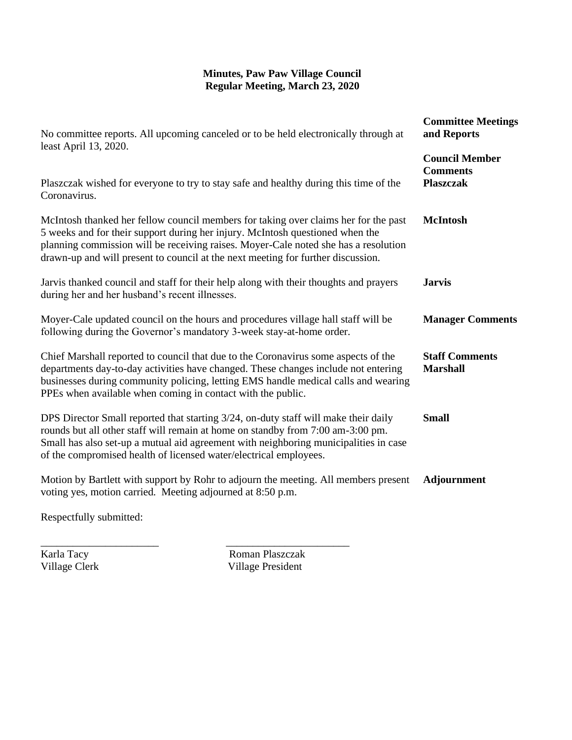**Minutes, Paw Paw Village Council**
**Regular Meeting, March 23, 2020**

**Committee Meetings and Reports**

No committee reports. All upcoming canceled or to be held electronically through at least April 13, 2020.

**Council Member Comments**

**Plaszczak**

Plaszczak wished for everyone to try to stay safe and healthy during this time of the Coronavirus.

**McIntosh**

McIntosh thanked her fellow council members for taking over claims her for the past 5 weeks and for their support during her injury. McIntosh questioned when the planning commission will be receiving raises. Moyer-Cale noted she has a resolution drawn-up and will present to council at the next meeting for further discussion.

**Jarvis**

Jarvis thanked council and staff for their help along with their thoughts and prayers during her and her husband's recent illnesses.

**Manager Comments**

Moyer-Cale updated council on the hours and procedures village hall staff will be following during the Governor's mandatory 3-week stay-at-home order.

**Staff Comments**

**Marshall**

Chief Marshall reported to council that due to the Coronavirus some aspects of the departments day-to-day activities have changed. These changes include not entering businesses during community policing, letting EMS handle medical calls and wearing PPEs when available when coming in contact with the public.

**Small**

DPS Director Small reported that starting 3/24, on-duty staff will make their daily rounds but all other staff will remain at home on standby from 7:00 am-3:00 pm. Small has also set-up a mutual aid agreement with neighboring municipalities in case of the compromised health of licensed water/electrical employees.

**Adjournment**

Motion by Bartlett with support by Rohr to adjourn the meeting. All members present voting yes, motion carried. Meeting adjourned at 8:50 p.m.

Respectfully submitted:

______________________ ______________________

Karla Tacy — Village Clerk

Roman Plaszczak — Village President